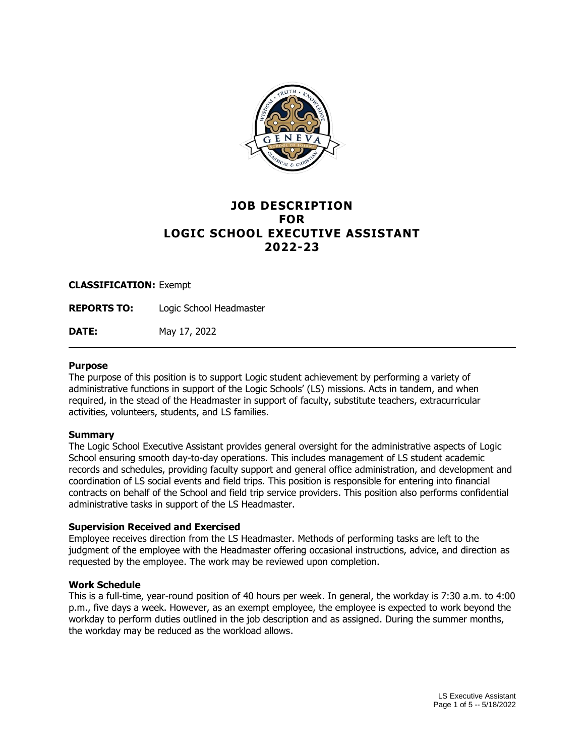# JOB DESCRIPTION
# FOR
# LOGIC SCHOOL EXECUTIVE ASSISTANT
# 2022-23

**CLASSIFICATION:** Exempt

**REPORTS TO:** Logic School Headmaster

**DATE:** May 17, 2022

---

### Purpose

The purpose of this position is to support Logic student achievement by performing a variety of administrative functions in support of the Logic Schools' (LS) missions. Acts in tandem, and when required, in the stead of the Headmaster in support of faculty, substitute teachers, extracurricular activities, volunteers, students, and LS families.

### Summary

The Logic School Executive Assistant provides general oversight for the administrative aspects of Logic School ensuring smooth day-to-day operations. This includes management of LS student academic records and schedules, providing faculty support and general office administration, and development and coordination of LS social events and field trips. This position is responsible for entering into financial contracts on behalf of the School and field trip service providers. This position also performs confidential administrative tasks in support of the LS Headmaster.

### Supervision Received and Exercised

Employee receives direction from the LS Headmaster. Methods of performing tasks are left to the judgment of the employee with the Headmaster offering occasional instructions, advice, and direction as requested by the employee. The work may be reviewed upon completion.

### Work Schedule

This is a full-time, year-round position of 40 hours per week. In general, the workday is 7:30 a.m. to 4:00 p.m., five days a week. However, as an exempt employee, the employee is expected to work beyond the workday to perform duties outlined in the job description and as assigned. During the summer months, the workday may be reduced as the workload allows.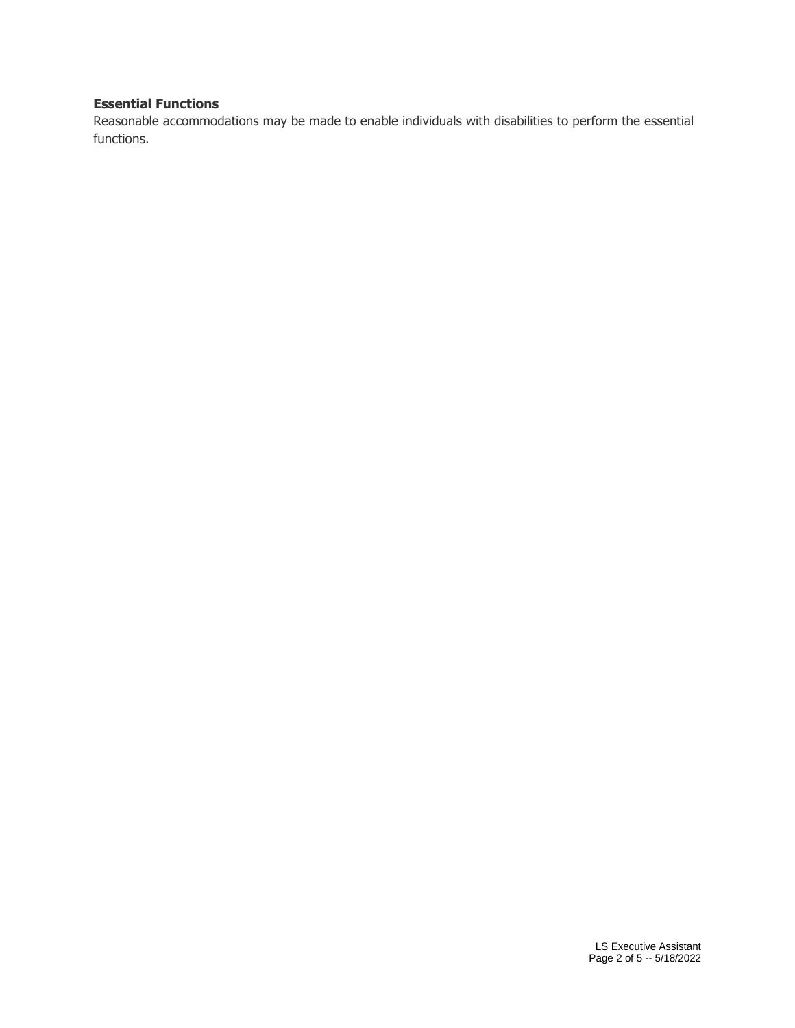**Essential Functions**

Reasonable accommodations may be made to enable individuals with disabilities to perform the essential functions.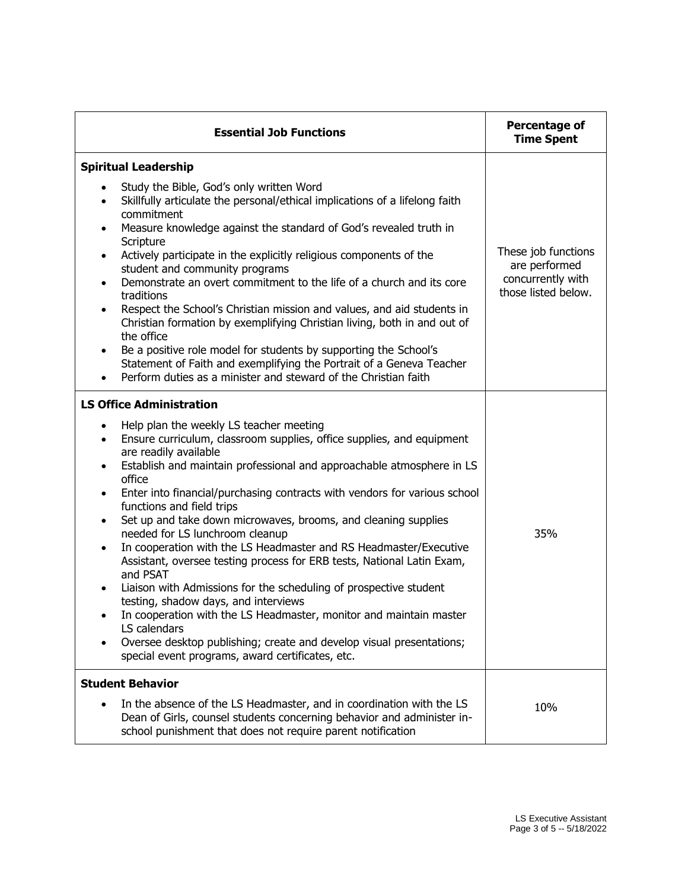| Essential Job Functions | Percentage of Time Spent |
|---|---|
| **Spiritual Leadership**<br>• Study the Bible, God's only written Word<br>• Skillfully articulate the personal/ethical implications of a lifelong faith commitment<br>• Measure knowledge against the standard of God's revealed truth in Scripture<br>• Actively participate in the explicitly religious components of the student and community programs<br>• Demonstrate an overt commitment to the life of a church and its core traditions<br>• Respect the School's Christian mission and values, and aid students in Christian formation by exemplifying Christian living, both in and out of the office<br>• Be a positive role model for students by supporting the School's Statement of Faith and exemplifying the Portrait of a Geneva Teacher<br>• Perform duties as a minister and steward of the Christian faith | These job functions are performed concurrently with those listed below. |
| **LS Office Administration**<br>• Help plan the weekly LS teacher meeting<br>• Ensure curriculum, classroom supplies, office supplies, and equipment are readily available<br>• Establish and maintain professional and approachable atmosphere in LS office<br>• Enter into financial/purchasing contracts with vendors for various school functions and field trips<br>• Set up and take down microwaves, brooms, and cleaning supplies needed for LS lunchroom cleanup<br>• In cooperation with the LS Headmaster and RS Headmaster/Executive Assistant, oversee testing process for ERB tests, National Latin Exam, and PSAT<br>• Liaison with Admissions for the scheduling of prospective student testing, shadow days, and interviews<br>• In cooperation with the LS Headmaster, monitor and maintain master LS calendars<br>• Oversee desktop publishing; create and develop visual presentations; special event programs, award certificates, etc. | 35% |
| **Student Behavior**<br>• In the absence of the LS Headmaster, and in coordination with the LS Dean of Girls, counsel students concerning behavior and administer in-school punishment that does not require parent notification | 10% |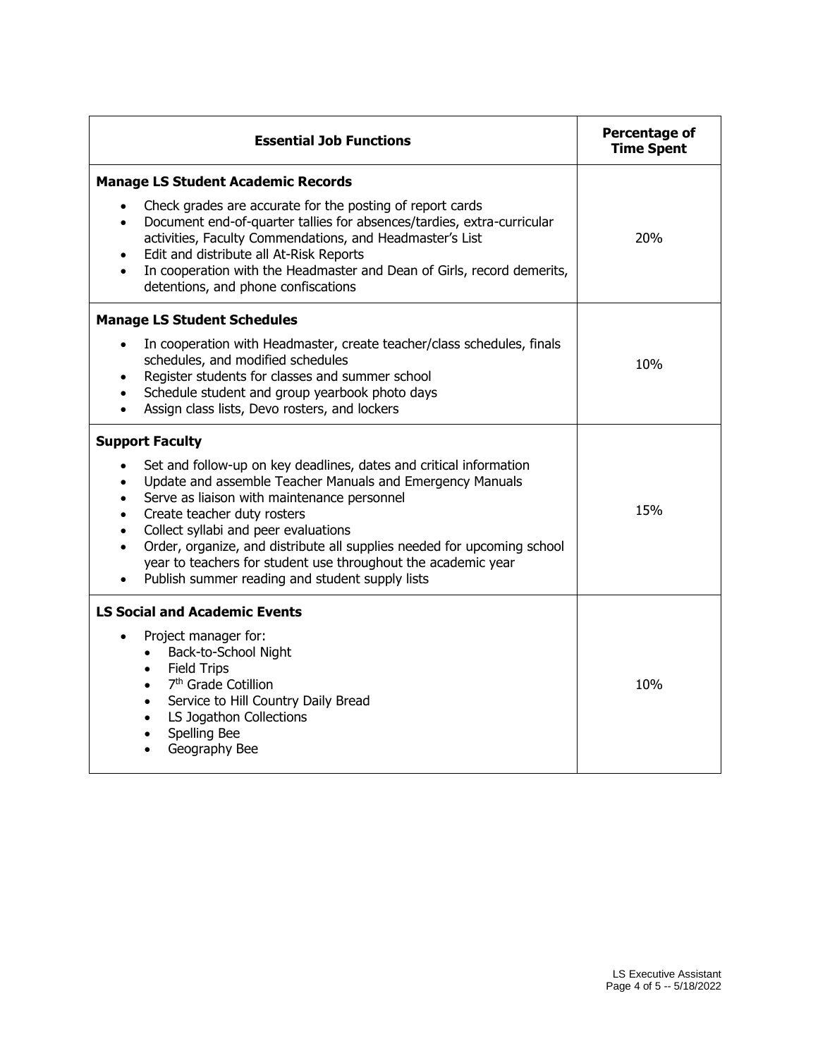| Essential Job Functions | Percentage of Time Spent |
| --- | --- |
| **Manage LS Student Academic Records**<br>• Check grades are accurate for the posting of report cards<br>• Document end-of-quarter tallies for absences/tardies, extra-curricular activities, Faculty Commendations, and Headmaster's List<br>• Edit and distribute all At-Risk Reports<br>• In cooperation with the Headmaster and Dean of Girls, record demerits, detentions, and phone confiscations | 20% |
| **Manage LS Student Schedules**<br>• In cooperation with Headmaster, create teacher/class schedules, finals schedules, and modified schedules<br>• Register students for classes and summer school<br>• Schedule student and group yearbook photo days<br>• Assign class lists, Devo rosters, and lockers | 10% |
| **Support Faculty**<br>• Set and follow-up on key deadlines, dates and critical information<br>• Update and assemble Teacher Manuals and Emergency Manuals<br>• Serve as liaison with maintenance personnel<br>• Create teacher duty rosters<br>• Collect syllabi and peer evaluations<br>• Order, organize, and distribute all supplies needed for upcoming school year to teachers for student use throughout the academic year<br>• Publish summer reading and student supply lists | 15% |
| **LS Social and Academic Events**<br>• Project manager for:<br>&nbsp;&nbsp;• Back-to-School Night<br>&nbsp;&nbsp;• Field Trips<br>&nbsp;&nbsp;• 7th Grade Cotillion<br>&nbsp;&nbsp;• Service to Hill Country Daily Bread<br>&nbsp;&nbsp;• LS Jogathon Collections<br>&nbsp;&nbsp;• Spelling Bee<br>&nbsp;&nbsp;• Geography Bee | 10% |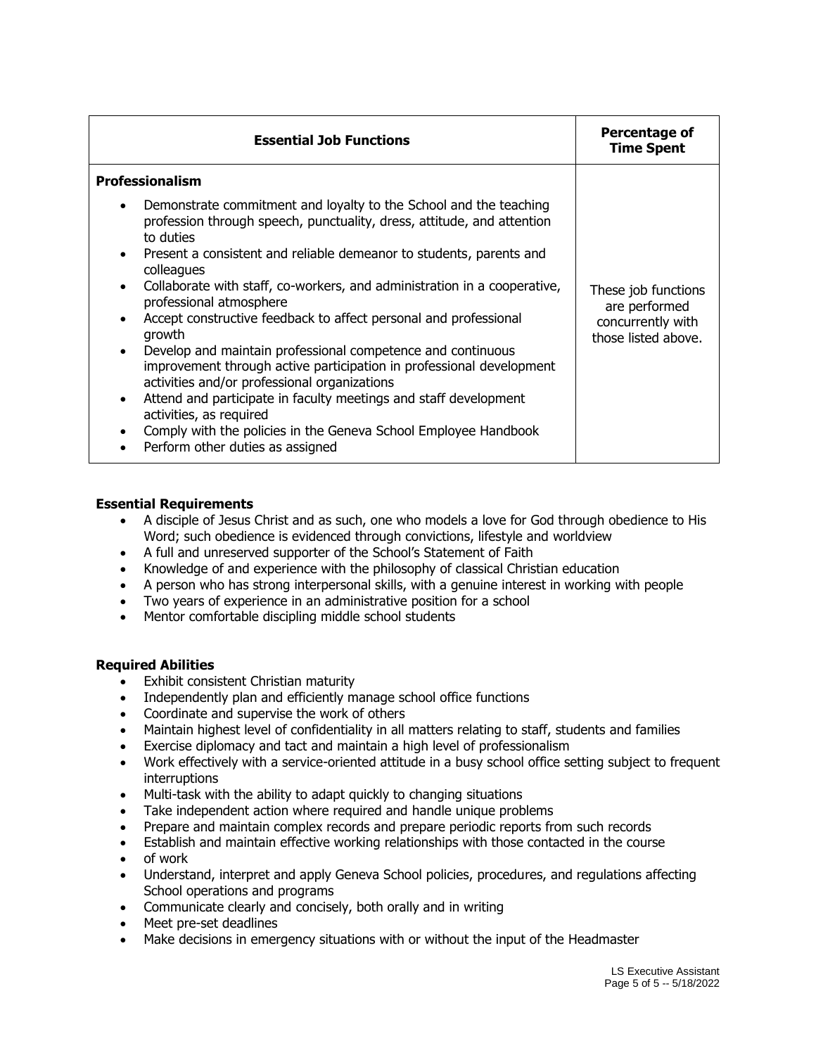| Essential Job Functions | Percentage of Time Spent |
| --- | --- |
| **Professionalism**<br>• Demonstrate commitment and loyalty to the School and the teaching profession through speech, punctuality, dress, attitude, and attention to duties<br>• Present a consistent and reliable demeanor to students, parents and colleagues<br>• Collaborate with staff, co-workers, and administration in a cooperative, professional atmosphere<br>• Accept constructive feedback to affect personal and professional growth<br>• Develop and maintain professional competence and continuous improvement through active participation in professional development activities and/or professional organizations<br>• Attend and participate in faculty meetings and staff development activities, as required<br>• Comply with the policies in the Geneva School Employee Handbook<br>• Perform other duties as assigned | These job functions are performed concurrently with those listed above. |

**Essential Requirements**

- A disciple of Jesus Christ and as such, one who models a love for God through obedience to His Word; such obedience is evidenced through convictions, lifestyle and worldview
- A full and unreserved supporter of the School's Statement of Faith
- Knowledge of and experience with the philosophy of classical Christian education
- A person who has strong interpersonal skills, with a genuine interest in working with people
- Two years of experience in an administrative position for a school
- Mentor comfortable discipling middle school students

**Required Abilities**

- Exhibit consistent Christian maturity
- Independently plan and efficiently manage school office functions
- Coordinate and supervise the work of others
- Maintain highest level of confidentiality in all matters relating to staff, students and families
- Exercise diplomacy and tact and maintain a high level of professionalism
- Work effectively with a service-oriented attitude in a busy school office setting subject to frequent interruptions
- Multi-task with the ability to adapt quickly to changing situations
- Take independent action where required and handle unique problems
- Prepare and maintain complex records and prepare periodic reports from such records
- Establish and maintain effective working relationships with those contacted in the course
- of work
- Understand, interpret and apply Geneva School policies, procedures, and regulations affecting School operations and programs
- Communicate clearly and concisely, both orally and in writing
- Meet pre-set deadlines
- Make decisions in emergency situations with or without the input of the Headmaster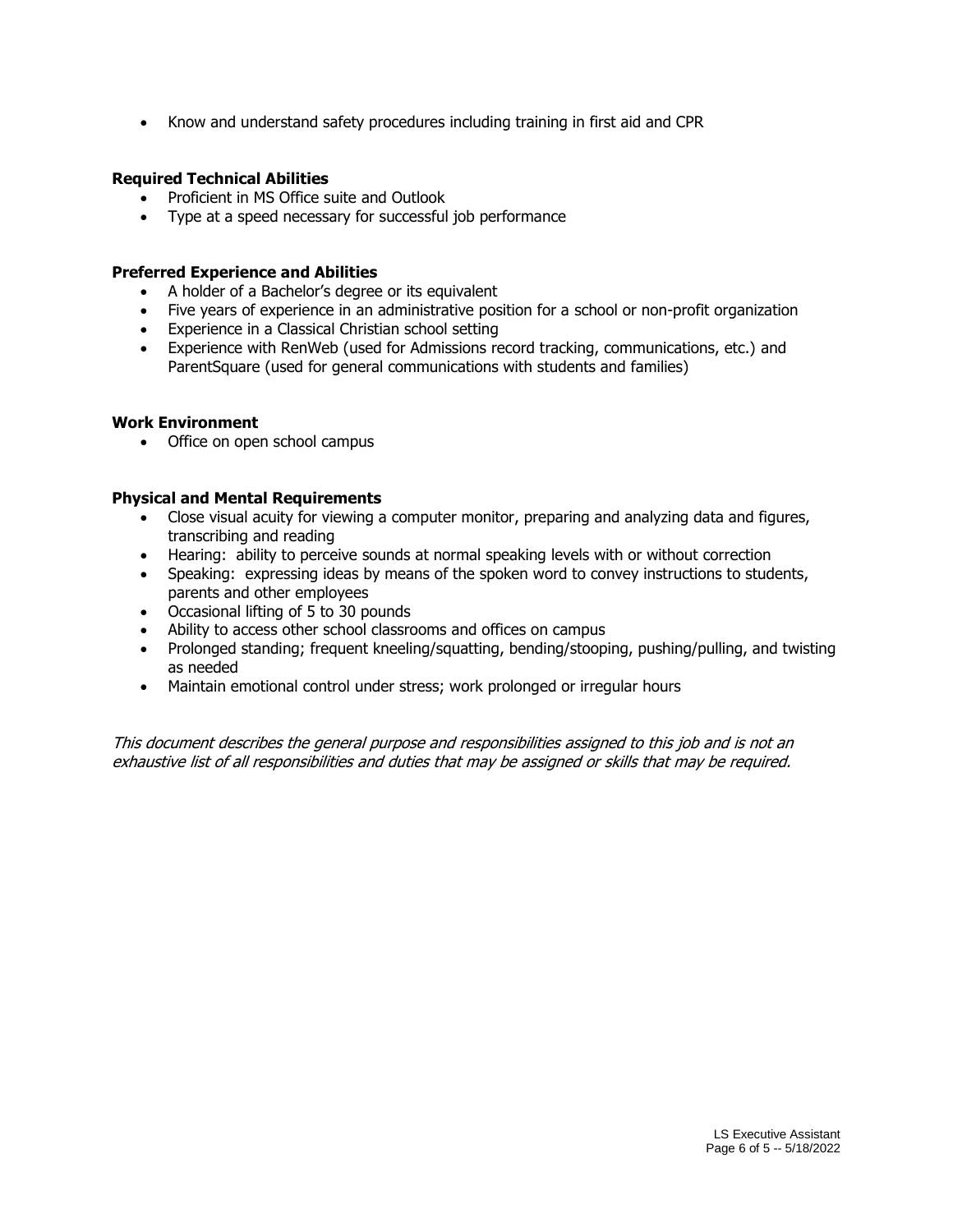- Know and understand safety procedures including training in first aid and CPR

**Required Technical Abilities**

- Proficient in MS Office suite and Outlook
- Type at a speed necessary for successful job performance

**Preferred Experience and Abilities**

- A holder of a Bachelor's degree or its equivalent
- Five years of experience in an administrative position for a school or non-profit organization
- Experience in a Classical Christian school setting
- Experience with RenWeb (used for Admissions record tracking, communications, etc.) and ParentSquare (used for general communications with students and families)

**Work Environment**

- Office on open school campus

**Physical and Mental Requirements**

- Close visual acuity for viewing a computer monitor, preparing and analyzing data and figures, transcribing and reading
- Hearing: ability to perceive sounds at normal speaking levels with or without correction
- Speaking: expressing ideas by means of the spoken word to convey instructions to students, parents and other employees
- Occasional lifting of 5 to 30 pounds
- Ability to access other school classrooms and offices on campus
- Prolonged standing; frequent kneeling/squatting, bending/stooping, pushing/pulling, and twisting as needed
- Maintain emotional control under stress; work prolonged or irregular hours

*This document describes the general purpose and responsibilities assigned to this job and is not an exhaustive list of all responsibilities and duties that may be assigned or skills that may be required.*